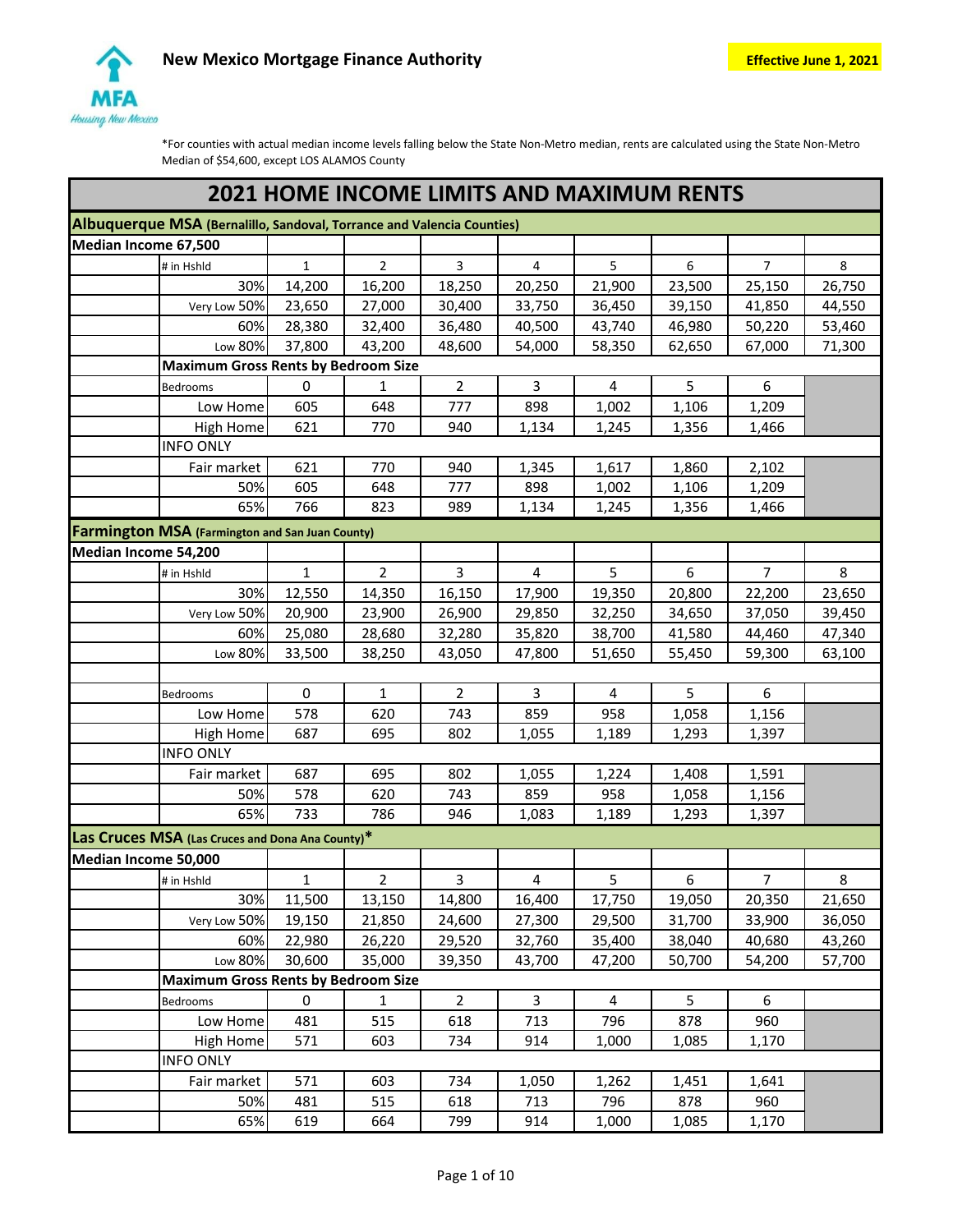**New Mexico Mortgage Finance Authority**

**Effective June 1, 2021**

MFA Housing New Mexico

*For counties with actual median income levels falling below the State Non-Metro median, rents are calculated using the State Non-Metro Median of $54,600, except LOS ALAMOS County

# 2021 HOME INCOME LIMITS AND MAXIMUM RENTS

## Albuquerque MSA (Bernalillo, Sandoval, Torrance and Valencia Counties)

**Median Income 67,500**

| | # in Hshld | 1 | 2 | 3 | 4 | 5 | 6 | 7 | 8 |
|---|---|---|---|---|---|---|---|---|---|
| | 30% | 14,200 | 16,200 | 18,250 | 20,250 | 21,900 | 23,500 | 25,150 | 26,750 |
| | Very Low 50% | 23,650 | 27,000 | 30,400 | 33,750 | 36,450 | 39,150 | 41,850 | 44,550 |
| | 60% | 28,380 | 32,400 | 36,480 | 40,500 | 43,740 | 46,980 | 50,220 | 53,460 |
| | Low 80% | 37,800 | 43,200 | 48,600 | 54,000 | 58,350 | 62,650 | 67,000 | 71,300 |
| | **Maximum Gross Rents by Bedroom Size** | | | | | | | | |
| | Bedrooms | 0 | 1 | 2 | 3 | 4 | 5 | 6 | |
| | Low Home | 605 | 648 | 777 | 898 | 1,002 | 1,106 | 1,209 | |
| | High Home | 621 | 770 | 940 | 1,134 | 1,245 | 1,356 | 1,466 | |
| | INFO ONLY | | | | | | | | |
| | Fair market | 621 | 770 | 940 | 1,345 | 1,617 | 1,860 | 2,102 | |
| | 50% | 605 | 648 | 777 | 898 | 1,002 | 1,106 | 1,209 | |
| | 65% | 766 | 823 | 989 | 1,134 | 1,245 | 1,356 | 1,466 | |

## Farmington MSA (Farmington and San Juan County)

**Median Income 54,200**

| | # in Hshld | 1 | 2 | 3 | 4 | 5 | 6 | 7 | 8 |
|---|---|---|---|---|---|---|---|---|---|
| | 30% | 12,550 | 14,350 | 16,150 | 17,900 | 19,350 | 20,800 | 22,200 | 23,650 |
| | Very Low 50% | 20,900 | 23,900 | 26,900 | 29,850 | 32,250 | 34,650 | 37,050 | 39,450 |
| | 60% | 25,080 | 28,680 | 32,280 | 35,820 | 38,700 | 41,580 | 44,460 | 47,340 |
| | Low 80% | 33,500 | 38,250 | 43,050 | 47,800 | 51,650 | 55,450 | 59,300 | 63,100 |
| | | | | | | | | | |
| | Bedrooms | 0 | 1 | 2 | 3 | 4 | 5 | 6 | |
| | Low Home | 578 | 620 | 743 | 859 | 958 | 1,058 | 1,156 | |
| | High Home | 687 | 695 | 802 | 1,055 | 1,189 | 1,293 | 1,397 | |
| | INFO ONLY | | | | | | | | |
| | Fair market | 687 | 695 | 802 | 1,055 | 1,224 | 1,408 | 1,591 | |
| | 50% | 578 | 620 | 743 | 859 | 958 | 1,058 | 1,156 | |
| | 65% | 733 | 786 | 946 | 1,083 | 1,189 | 1,293 | 1,397 | |

## Las Cruces MSA (Las Cruces and Dona Ana County)*

**Median Income 50,000**

| | # in Hshld | 1 | 2 | 3 | 4 | 5 | 6 | 7 | 8 |
|---|---|---|---|---|---|---|---|---|---|
| | 30% | 11,500 | 13,150 | 14,800 | 16,400 | 17,750 | 19,050 | 20,350 | 21,650 |
| | Very Low 50% | 19,150 | 21,850 | 24,600 | 27,300 | 29,500 | 31,700 | 33,900 | 36,050 |
| | 60% | 22,980 | 26,220 | 29,520 | 32,760 | 35,400 | 38,040 | 40,680 | 43,260 |
| | Low 80% | 30,600 | 35,000 | 39,350 | 43,700 | 47,200 | 50,700 | 54,200 | 57,700 |
| | **Maximum Gross Rents by Bedroom Size** | | | | | | | | |
| | Bedrooms | 0 | 1 | 2 | 3 | 4 | 5 | 6 | |
| | Low Home | 481 | 515 | 618 | 713 | 796 | 878 | 960 | |
| | High Home | 571 | 603 | 734 | 914 | 1,000 | 1,085 | 1,170 | |
| | INFO ONLY | | | | | | | | |
| | Fair market | 571 | 603 | 734 | 1,050 | 1,262 | 1,451 | 1,641 | |
| | 50% | 481 | 515 | 618 | 713 | 796 | 878 | 960 | |
| | 65% | 619 | 664 | 799 | 914 | 1,000 | 1,085 | 1,170 | |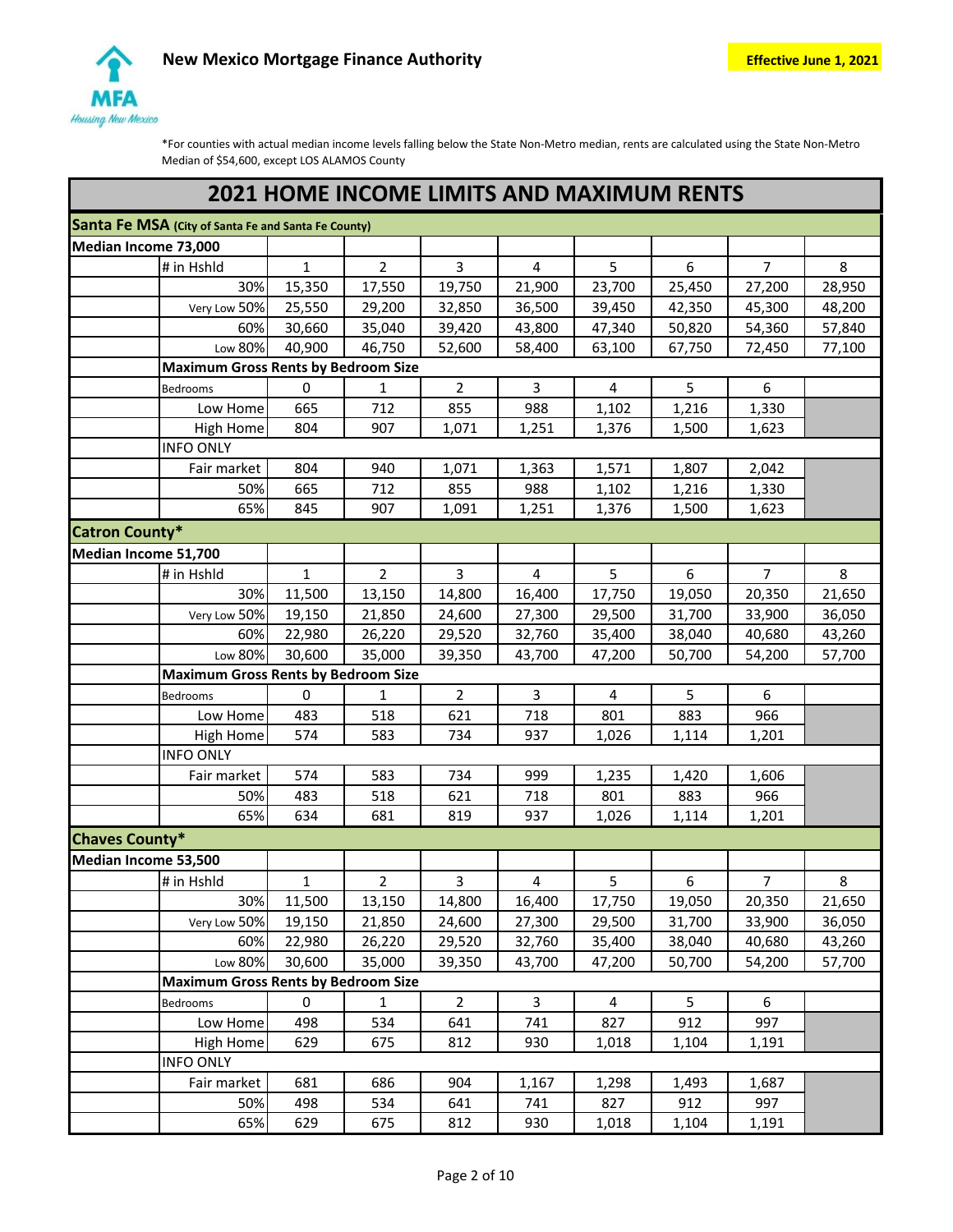**New Mexico Mortgage Finance Authority**

**Effective June 1, 2021**

MFA Housing New Mexico

*For counties with actual median income levels falling below the State Non-Metro median, rents are calculated using the State Non-Metro Median of $54,600, except LOS ALAMOS County

# 2021 HOME INCOME LIMITS AND MAXIMUM RENTS

## Santa Fe MSA (City of Santa Fe and Santa Fe County)

**Median Income 73,000**

| # in Hshld | 1 | 2 | 3 | 4 | 5 | 6 | 7 | 8 |
|---|---|---|---|---|---|---|---|---|
| 30% | 15,350 | 17,550 | 19,750 | 21,900 | 23,700 | 25,450 | 27,200 | 28,950 |
| Very Low 50% | 25,550 | 29,200 | 32,850 | 36,500 | 39,450 | 42,350 | 45,300 | 48,200 |
| 60% | 30,660 | 35,040 | 39,420 | 43,800 | 47,340 | 50,820 | 54,360 | 57,840 |
| Low 80% | 40,900 | 46,750 | 52,600 | 58,400 | 63,100 | 67,750 | 72,450 | 77,100 |

**Maximum Gross Rents by Bedroom Size**

| Bedrooms | 0 | 1 | 2 | 3 | 4 | 5 | 6 |
|---|---|---|---|---|---|---|---|
| Low Home | 665 | 712 | 855 | 988 | 1,102 | 1,216 | 1,330 |
| High Home | 804 | 907 | 1,071 | 1,251 | 1,376 | 1,500 | 1,623 |
| **INFO ONLY** | | | | | | | |
| Fair market | 804 | 940 | 1,071 | 1,363 | 1,571 | 1,807 | 2,042 |
| 50% | 665 | 712 | 855 | 988 | 1,102 | 1,216 | 1,330 |
| 65% | 845 | 907 | 1,091 | 1,251 | 1,376 | 1,500 | 1,623 |

## Catron County*

**Median Income 51,700**

| # in Hshld | 1 | 2 | 3 | 4 | 5 | 6 | 7 | 8 |
|---|---|---|---|---|---|---|---|---|
| 30% | 11,500 | 13,150 | 14,800 | 16,400 | 17,750 | 19,050 | 20,350 | 21,650 |
| Very Low 50% | 19,150 | 21,850 | 24,600 | 27,300 | 29,500 | 31,700 | 33,900 | 36,050 |
| 60% | 22,980 | 26,220 | 29,520 | 32,760 | 35,400 | 38,040 | 40,680 | 43,260 |
| Low 80% | 30,600 | 35,000 | 39,350 | 43,700 | 47,200 | 50,700 | 54,200 | 57,700 |

**Maximum Gross Rents by Bedroom Size**

| Bedrooms | 0 | 1 | 2 | 3 | 4 | 5 | 6 |
|---|---|---|---|---|---|---|---|
| Low Home | 483 | 518 | 621 | 718 | 801 | 883 | 966 |
| High Home | 574 | 583 | 734 | 937 | 1,026 | 1,114 | 1,201 |
| **INFO ONLY** | | | | | | | |
| Fair market | 574 | 583 | 734 | 999 | 1,235 | 1,420 | 1,606 |
| 50% | 483 | 518 | 621 | 718 | 801 | 883 | 966 |
| 65% | 634 | 681 | 819 | 937 | 1,026 | 1,114 | 1,201 |

## Chaves County*

**Median Income 53,500**

| # in Hshld | 1 | 2 | 3 | 4 | 5 | 6 | 7 | 8 |
|---|---|---|---|---|---|---|---|---|
| 30% | 11,500 | 13,150 | 14,800 | 16,400 | 17,750 | 19,050 | 20,350 | 21,650 |
| Very Low 50% | 19,150 | 21,850 | 24,600 | 27,300 | 29,500 | 31,700 | 33,900 | 36,050 |
| 60% | 22,980 | 26,220 | 29,520 | 32,760 | 35,400 | 38,040 | 40,680 | 43,260 |
| Low 80% | 30,600 | 35,000 | 39,350 | 43,700 | 47,200 | 50,700 | 54,200 | 57,700 |

**Maximum Gross Rents by Bedroom Size**

| Bedrooms | 0 | 1 | 2 | 3 | 4 | 5 | 6 |
|---|---|---|---|---|---|---|---|
| Low Home | 498 | 534 | 641 | 741 | 827 | 912 | 997 |
| High Home | 629 | 675 | 812 | 930 | 1,018 | 1,104 | 1,191 |
| **INFO ONLY** | | | | | | | |
| Fair market | 681 | 686 | 904 | 1,167 | 1,298 | 1,493 | 1,687 |
| 50% | 498 | 534 | 641 | 741 | 827 | 912 | 997 |
| 65% | 629 | 675 | 812 | 930 | 1,018 | 1,104 | 1,191 |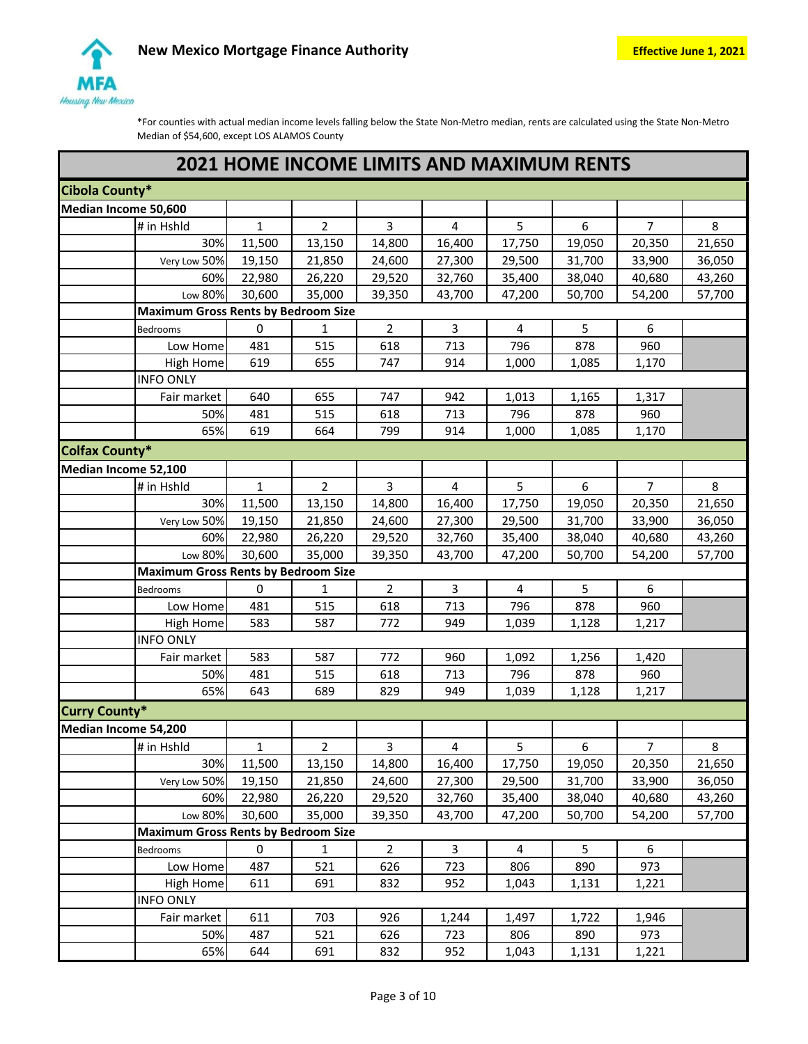New Mexico Mortgage Finance Authority

**Effective June 1, 2021**

*For counties with actual median income levels falling below the State Non-Metro median, rents are calculated using the State Non-Metro Median of $54,600, except LOS ALAMOS County

## 2021 HOME INCOME LIMITS AND MAXIMUM RENTS

### Cibola County*

| Median Income 50,600 | | | | | | | | | |
|---|---|---|---|---|---|---|---|---|---|
| | # in Hshld | 1 | 2 | 3 | 4 | 5 | 6 | 7 | 8 |
| | 30% | 11,500 | 13,150 | 14,800 | 16,400 | 17,750 | 19,050 | 20,350 | 21,650 |
| | Very Low 50% | 19,150 | 21,850 | 24,600 | 27,300 | 29,500 | 31,700 | 33,900 | 36,050 |
| | 60% | 22,980 | 26,220 | 29,520 | 32,760 | 35,400 | 38,040 | 40,680 | 43,260 |
| | Low 80% | 30,600 | 35,000 | 39,350 | 43,700 | 47,200 | 50,700 | 54,200 | 57,700 |
| | **Maximum Gross Rents by Bedroom Size** | | | | | | | | |
| | Bedrooms | 0 | 1 | 2 | 3 | 4 | 5 | 6 | |
| | Low Home | 481 | 515 | 618 | 713 | 796 | 878 | 960 | |
| | High Home | 619 | 655 | 747 | 914 | 1,000 | 1,085 | 1,170 | |
| | INFO ONLY | | | | | | | | |
| | Fair market | 640 | 655 | 747 | 942 | 1,013 | 1,165 | 1,317 | |
| | 50% | 481 | 515 | 618 | 713 | 796 | 878 | 960 | |
| | 65% | 619 | 664 | 799 | 914 | 1,000 | 1,085 | 1,170 | |

### Colfax County*

| Median Income 52,100 | | | | | | | | | |
|---|---|---|---|---|---|---|---|---|---|
| | # in Hshld | 1 | 2 | 3 | 4 | 5 | 6 | 7 | 8 |
| | 30% | 11,500 | 13,150 | 14,800 | 16,400 | 17,750 | 19,050 | 20,350 | 21,650 |
| | Very Low 50% | 19,150 | 21,850 | 24,600 | 27,300 | 29,500 | 31,700 | 33,900 | 36,050 |
| | 60% | 22,980 | 26,220 | 29,520 | 32,760 | 35,400 | 38,040 | 40,680 | 43,260 |
| | Low 80% | 30,600 | 35,000 | 39,350 | 43,700 | 47,200 | 50,700 | 54,200 | 57,700 |
| | **Maximum Gross Rents by Bedroom Size** | | | | | | | | |
| | Bedrooms | 0 | 1 | 2 | 3 | 4 | 5 | 6 | |
| | Low Home | 481 | 515 | 618 | 713 | 796 | 878 | 960 | |
| | High Home | 583 | 587 | 772 | 949 | 1,039 | 1,128 | 1,217 | |
| | INFO ONLY | | | | | | | | |
| | Fair market | 583 | 587 | 772 | 960 | 1,092 | 1,256 | 1,420 | |
| | 50% | 481 | 515 | 618 | 713 | 796 | 878 | 960 | |
| | 65% | 643 | 689 | 829 | 949 | 1,039 | 1,128 | 1,217 | |

### Curry County*

| Median Income 54,200 | | | | | | | | | |
|---|---|---|---|---|---|---|---|---|---|
| | # in Hshld | 1 | 2 | 3 | 4 | 5 | 6 | 7 | 8 |
| | 30% | 11,500 | 13,150 | 14,800 | 16,400 | 17,750 | 19,050 | 20,350 | 21,650 |
| | Very Low 50% | 19,150 | 21,850 | 24,600 | 27,300 | 29,500 | 31,700 | 33,900 | 36,050 |
| | 60% | 22,980 | 26,220 | 29,520 | 32,760 | 35,400 | 38,040 | 40,680 | 43,260 |
| | Low 80% | 30,600 | 35,000 | 39,350 | 43,700 | 47,200 | 50,700 | 54,200 | 57,700 |
| | **Maximum Gross Rents by Bedroom Size** | | | | | | | | |
| | Bedrooms | 0 | 1 | 2 | 3 | 4 | 5 | 6 | |
| | Low Home | 487 | 521 | 626 | 723 | 806 | 890 | 973 | |
| | High Home | 611 | 691 | 832 | 952 | 1,043 | 1,131 | 1,221 | |
| | INFO ONLY | | | | | | | | |
| | Fair market | 611 | 703 | 926 | 1,244 | 1,497 | 1,722 | 1,946 | |
| | 50% | 487 | 521 | 626 | 723 | 806 | 890 | 973 | |
| | 65% | 644 | 691 | 832 | 952 | 1,043 | 1,131 | 1,221 | |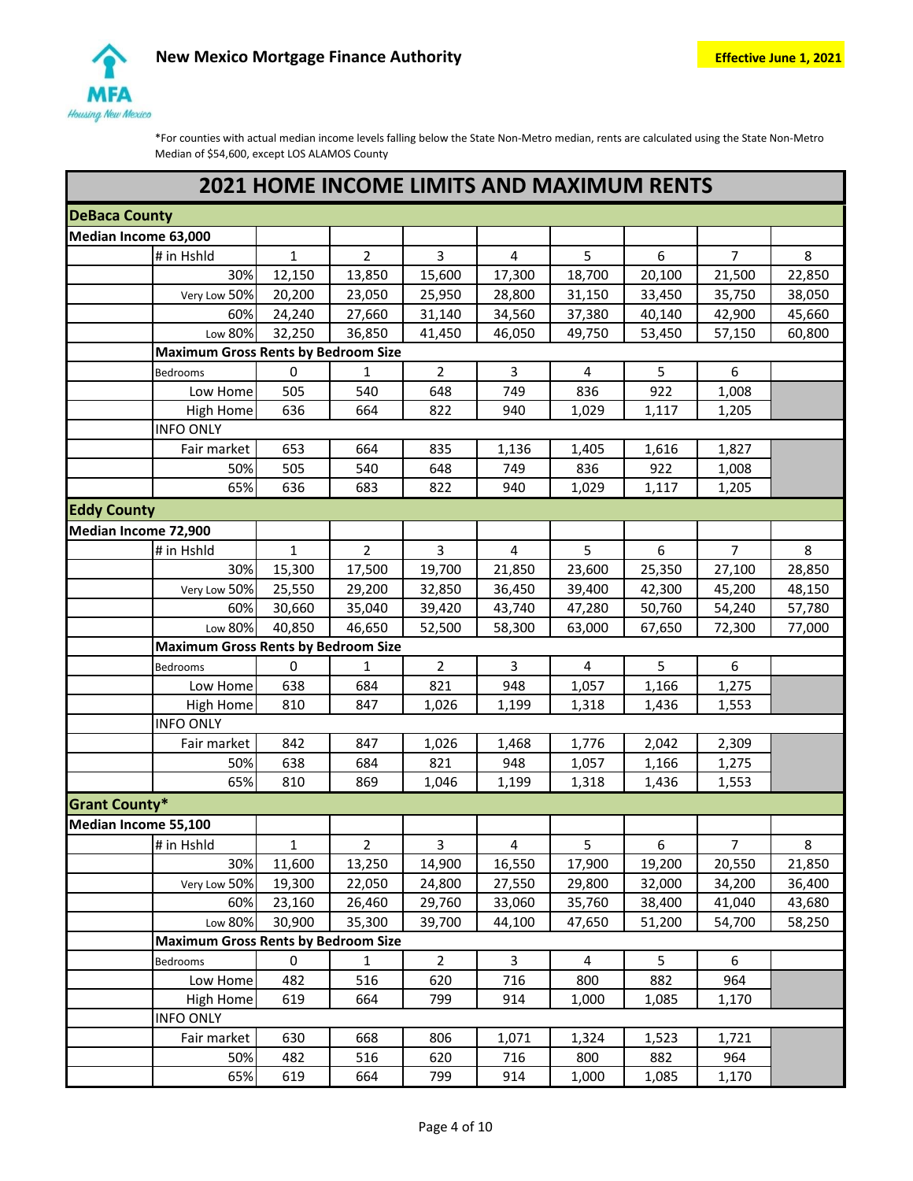New Mexico Mortgage Finance Authority

**Effective June 1, 2021**

*For counties with actual median income levels falling below the State Non-Metro median, rents are calculated using the State Non-Metro Median of $54,600, except LOS ALAMOS County

## 2021 HOME INCOME LIMITS AND MAXIMUM RENTS

### DeBaca County

| Median Income 63,000 | | | | | | | | | |
|---|---|---|---|---|---|---|---|---|---|
| | # in Hshld | 1 | 2 | 3 | 4 | 5 | 6 | 7 | 8 |
| | 30% | 12,150 | 13,850 | 15,600 | 17,300 | 18,700 | 20,100 | 21,500 | 22,850 |
| | Very Low 50% | 20,200 | 23,050 | 25,950 | 28,800 | 31,150 | 33,450 | 35,750 | 38,050 |
| | 60% | 24,240 | 27,660 | 31,140 | 34,560 | 37,380 | 40,140 | 42,900 | 45,660 |
| | Low 80% | 32,250 | 36,850 | 41,450 | 46,050 | 49,750 | 53,450 | 57,150 | 60,800 |
| | **Maximum Gross Rents by Bedroom Size** | | | | | | | | |
| | Bedrooms | 0 | 1 | 2 | 3 | 4 | 5 | 6 | |
| | Low Home | 505 | 540 | 648 | 749 | 836 | 922 | 1,008 | |
| | High Home | 636 | 664 | 822 | 940 | 1,029 | 1,117 | 1,205 | |
| | INFO ONLY | | | | | | | | |
| | Fair market | 653 | 664 | 835 | 1,136 | 1,405 | 1,616 | 1,827 | |
| | 50% | 505 | 540 | 648 | 749 | 836 | 922 | 1,008 | |
| | 65% | 636 | 683 | 822 | 940 | 1,029 | 1,117 | 1,205 | |

### Eddy County

| Median Income 72,900 | | | | | | | | | |
|---|---|---|---|---|---|---|---|---|---|
| | # in Hshld | 1 | 2 | 3 | 4 | 5 | 6 | 7 | 8 |
| | 30% | 15,300 | 17,500 | 19,700 | 21,850 | 23,600 | 25,350 | 27,100 | 28,850 |
| | Very Low 50% | 25,550 | 29,200 | 32,850 | 36,450 | 39,400 | 42,300 | 45,200 | 48,150 |
| | 60% | 30,660 | 35,040 | 39,420 | 43,740 | 47,280 | 50,760 | 54,240 | 57,780 |
| | Low 80% | 40,850 | 46,650 | 52,500 | 58,300 | 63,000 | 67,650 | 72,300 | 77,000 |
| | **Maximum Gross Rents by Bedroom Size** | | | | | | | | |
| | Bedrooms | 0 | 1 | 2 | 3 | 4 | 5 | 6 | |
| | Low Home | 638 | 684 | 821 | 948 | 1,057 | 1,166 | 1,275 | |
| | High Home | 810 | 847 | 1,026 | 1,199 | 1,318 | 1,436 | 1,553 | |
| | INFO ONLY | | | | | | | | |
| | Fair market | 842 | 847 | 1,026 | 1,468 | 1,776 | 2,042 | 2,309 | |
| | 50% | 638 | 684 | 821 | 948 | 1,057 | 1,166 | 1,275 | |
| | 65% | 810 | 869 | 1,046 | 1,199 | 1,318 | 1,436 | 1,553 | |

### Grant County*

| Median Income 55,100 | | | | | | | | | |
|---|---|---|---|---|---|---|---|---|---|
| | # in Hshld | 1 | 2 | 3 | 4 | 5 | 6 | 7 | 8 |
| | 30% | 11,600 | 13,250 | 14,900 | 16,550 | 17,900 | 19,200 | 20,550 | 21,850 |
| | Very Low 50% | 19,300 | 22,050 | 24,800 | 27,550 | 29,800 | 32,000 | 34,200 | 36,400 |
| | 60% | 23,160 | 26,460 | 29,760 | 33,060 | 35,760 | 38,400 | 41,040 | 43,680 |
| | Low 80% | 30,900 | 35,300 | 39,700 | 44,100 | 47,650 | 51,200 | 54,700 | 58,250 |
| | **Maximum Gross Rents by Bedroom Size** | | | | | | | | |
| | Bedrooms | 0 | 1 | 2 | 3 | 4 | 5 | 6 | |
| | Low Home | 482 | 516 | 620 | 716 | 800 | 882 | 964 | |
| | High Home | 619 | 664 | 799 | 914 | 1,000 | 1,085 | 1,170 | |
| | INFO ONLY | | | | | | | | |
| | Fair market | 630 | 668 | 806 | 1,071 | 1,324 | 1,523 | 1,721 | |
| | 50% | 482 | 516 | 620 | 716 | 800 | 882 | 964 | |
| | 65% | 619 | 664 | 799 | 914 | 1,000 | 1,085 | 1,170 | |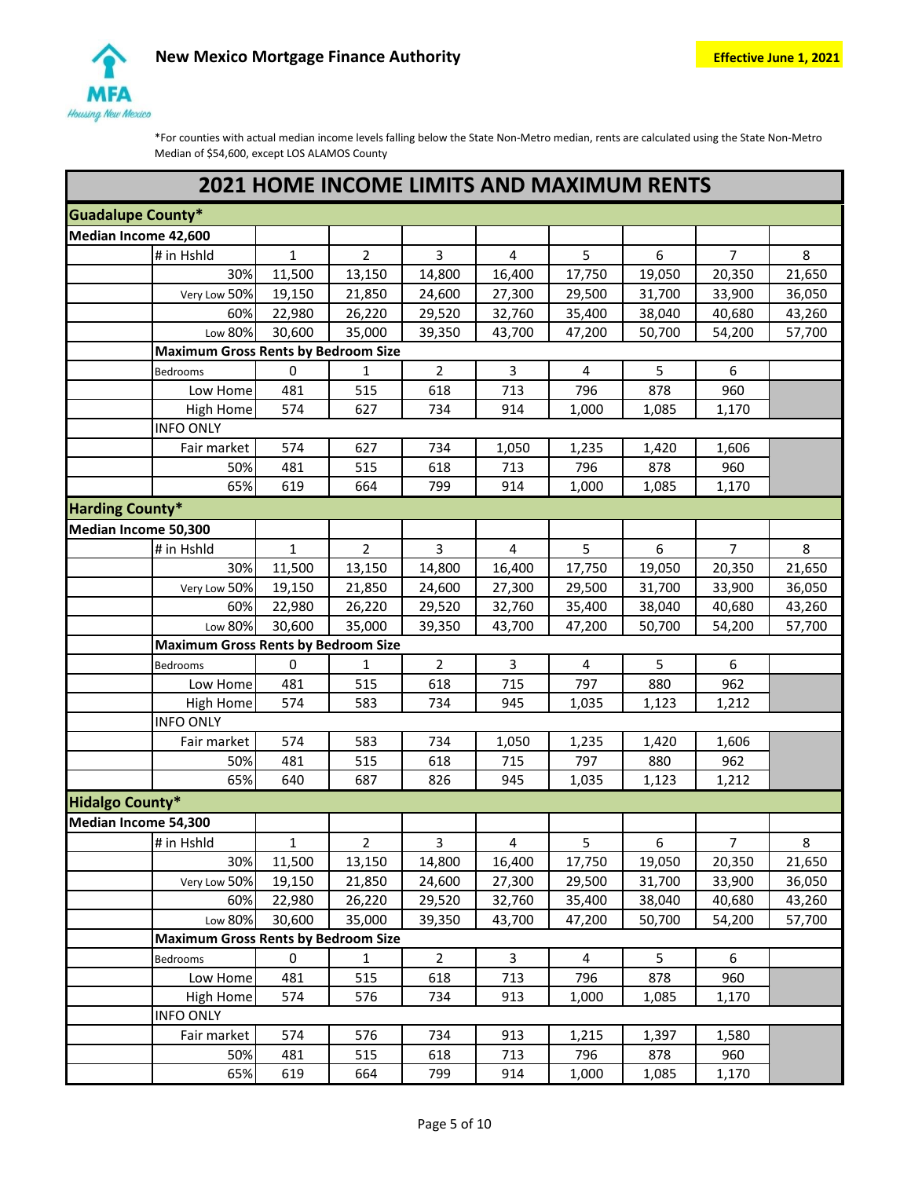**New Mexico Mortgage Finance Authority**

MFA *Housing New Mexico*

**Effective June 1, 2021**

*For counties with actual median income levels falling below the State Non-Metro median, rents are calculated using the State Non-Metro Median of $54,600, except LOS ALAMOS County

# 2021 HOME INCOME LIMITS AND MAXIMUM RENTS

## Guadalupe County*

| **Median Income 42,600** | | | | | | | | | |
|---|---|---|---|---|---|---|---|---|---|
| | # in Hshld | 1 | 2 | 3 | 4 | 5 | 6 | 7 | 8 |
| | 30% | 11,500 | 13,150 | 14,800 | 16,400 | 17,750 | 19,050 | 20,350 | 21,650 |
| | Very Low 50% | 19,150 | 21,850 | 24,600 | 27,300 | 29,500 | 31,700 | 33,900 | 36,050 |
| | 60% | 22,980 | 26,220 | 29,520 | 32,760 | 35,400 | 38,040 | 40,680 | 43,260 |
| | Low 80% | 30,600 | 35,000 | 39,350 | 43,700 | 47,200 | 50,700 | 54,200 | 57,700 |
| | **Maximum Gross Rents by Bedroom Size** | | | | | | | | |
| | Bedrooms | 0 | 1 | 2 | 3 | 4 | 5 | 6 | |
| | Low Home | 481 | 515 | 618 | 713 | 796 | 878 | 960 | |
| | High Home | 574 | 627 | 734 | 914 | 1,000 | 1,085 | 1,170 | |
| | INFO ONLY | | | | | | | | |
| | Fair market | 574 | 627 | 734 | 1,050 | 1,235 | 1,420 | 1,606 | |
| | 50% | 481 | 515 | 618 | 713 | 796 | 878 | 960 | |
| | 65% | 619 | 664 | 799 | 914 | 1,000 | 1,085 | 1,170 | |

## Harding County*

| **Median Income 50,300** | | | | | | | | | |
|---|---|---|---|---|---|---|---|---|---|
| | # in Hshld | 1 | 2 | 3 | 4 | 5 | 6 | 7 | 8 |
| | 30% | 11,500 | 13,150 | 14,800 | 16,400 | 17,750 | 19,050 | 20,350 | 21,650 |
| | Very Low 50% | 19,150 | 21,850 | 24,600 | 27,300 | 29,500 | 31,700 | 33,900 | 36,050 |
| | 60% | 22,980 | 26,220 | 29,520 | 32,760 | 35,400 | 38,040 | 40,680 | 43,260 |
| | Low 80% | 30,600 | 35,000 | 39,350 | 43,700 | 47,200 | 50,700 | 54,200 | 57,700 |
| | **Maximum Gross Rents by Bedroom Size** | | | | | | | | |
| | Bedrooms | 0 | 1 | 2 | 3 | 4 | 5 | 6 | |
| | Low Home | 481 | 515 | 618 | 715 | 797 | 880 | 962 | |
| | High Home | 574 | 583 | 734 | 945 | 1,035 | 1,123 | 1,212 | |
| | INFO ONLY | | | | | | | | |
| | Fair market | 574 | 583 | 734 | 1,050 | 1,235 | 1,420 | 1,606 | |
| | 50% | 481 | 515 | 618 | 715 | 797 | 880 | 962 | |
| | 65% | 640 | 687 | 826 | 945 | 1,035 | 1,123 | 1,212 | |

## Hidalgo County*

| **Median Income 54,300** | | | | | | | | | |
|---|---|---|---|---|---|---|---|---|---|
| | # in Hshld | 1 | 2 | 3 | 4 | 5 | 6 | 7 | 8 |
| | 30% | 11,500 | 13,150 | 14,800 | 16,400 | 17,750 | 19,050 | 20,350 | 21,650 |
| | Very Low 50% | 19,150 | 21,850 | 24,600 | 27,300 | 29,500 | 31,700 | 33,900 | 36,050 |
| | 60% | 22,980 | 26,220 | 29,520 | 32,760 | 35,400 | 38,040 | 40,680 | 43,260 |
| | Low 80% | 30,600 | 35,000 | 39,350 | 43,700 | 47,200 | 50,700 | 54,200 | 57,700 |
| | **Maximum Gross Rents by Bedroom Size** | | | | | | | | |
| | Bedrooms | 0 | 1 | 2 | 3 | 4 | 5 | 6 | |
| | Low Home | 481 | 515 | 618 | 713 | 796 | 878 | 960 | |
| | High Home | 574 | 576 | 734 | 913 | 1,000 | 1,085 | 1,170 | |
| | INFO ONLY | | | | | | | | |
| | Fair market | 574 | 576 | 734 | 913 | 1,215 | 1,397 | 1,580 | |
| | 50% | 481 | 515 | 618 | 713 | 796 | 878 | 960 | |
| | 65% | 619 | 664 | 799 | 914 | 1,000 | 1,085 | 1,170 | |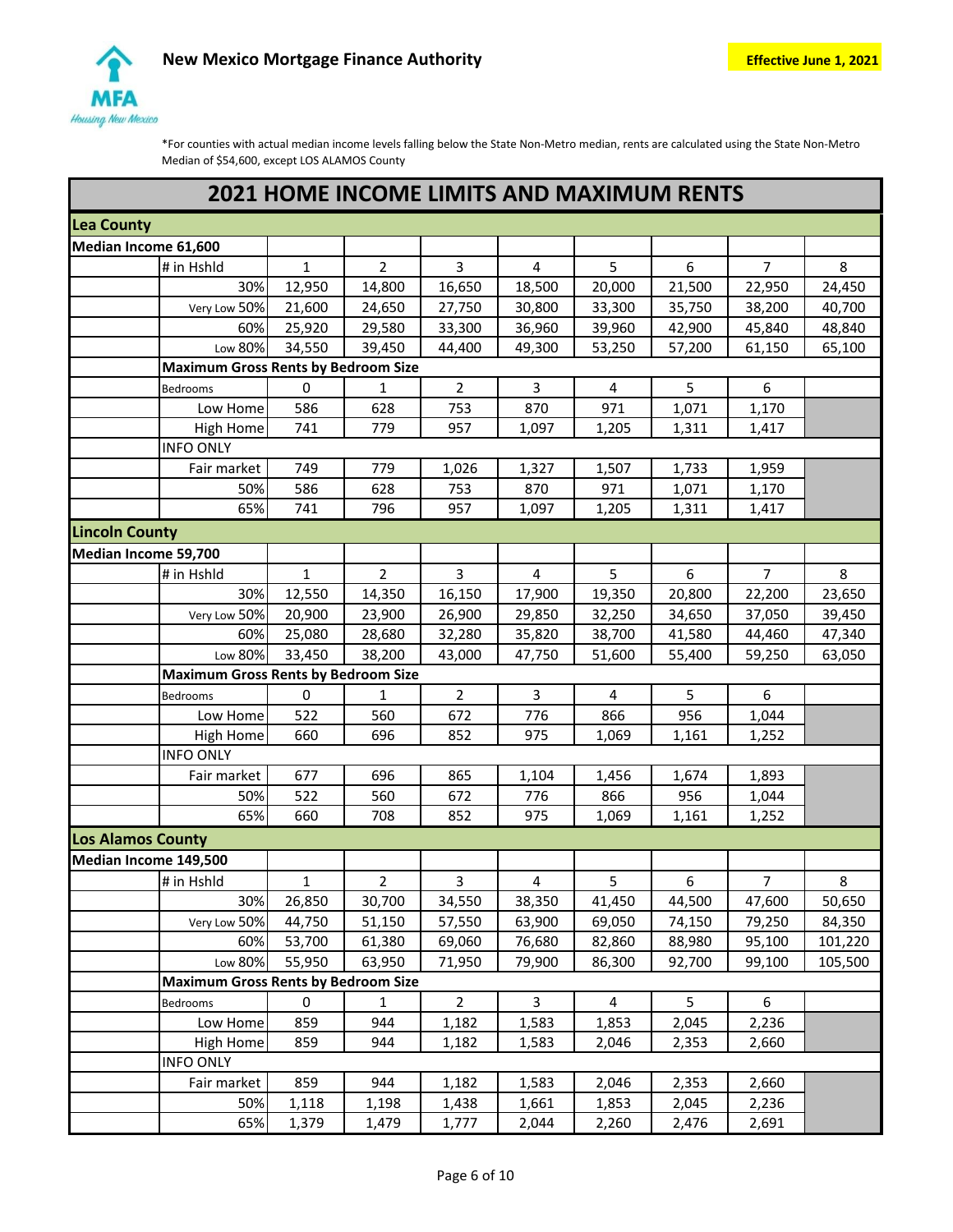**New Mexico Mortgage Finance Authority**

**Effective June 1, 2021**

*For counties with actual median income levels falling below the State Non-Metro median, rents are calculated using the State Non-Metro Median of $54,600, except LOS ALAMOS County

# 2021 HOME INCOME LIMITS AND MAXIMUM RENTS

## Lea County

| Median Income 61,600 | | | | | | | | | |
|---|---|---|---|---|---|---|---|---|---|
| | # in Hshld | 1 | 2 | 3 | 4 | 5 | 6 | 7 | 8 |
| | 30% | 12,950 | 14,800 | 16,650 | 18,500 | 20,000 | 21,500 | 22,950 | 24,450 |
| | Very Low 50% | 21,600 | 24,650 | 27,750 | 30,800 | 33,300 | 35,750 | 38,200 | 40,700 |
| | 60% | 25,920 | 29,580 | 33,300 | 36,960 | 39,960 | 42,900 | 45,840 | 48,840 |
| | Low 80% | 34,550 | 39,450 | 44,400 | 49,300 | 53,250 | 57,200 | 61,150 | 65,100 |
| | **Maximum Gross Rents by Bedroom Size** | | | | | | | | |
| | Bedrooms | 0 | 1 | 2 | 3 | 4 | 5 | 6 | |
| | Low Home | 586 | 628 | 753 | 870 | 971 | 1,071 | 1,170 | |
| | High Home | 741 | 779 | 957 | 1,097 | 1,205 | 1,311 | 1,417 | |
| | INFO ONLY | | | | | | | | |
| | Fair market | 749 | 779 | 1,026 | 1,327 | 1,507 | 1,733 | 1,959 | |
| | 50% | 586 | 628 | 753 | 870 | 971 | 1,071 | 1,170 | |
| | 65% | 741 | 796 | 957 | 1,097 | 1,205 | 1,311 | 1,417 | |

## Lincoln County

| Median Income 59,700 | | | | | | | | | |
|---|---|---|---|---|---|---|---|---|---|
| | # in Hshld | 1 | 2 | 3 | 4 | 5 | 6 | 7 | 8 |
| | 30% | 12,550 | 14,350 | 16,150 | 17,900 | 19,350 | 20,800 | 22,200 | 23,650 |
| | Very Low 50% | 20,900 | 23,900 | 26,900 | 29,850 | 32,250 | 34,650 | 37,050 | 39,450 |
| | 60% | 25,080 | 28,680 | 32,280 | 35,820 | 38,700 | 41,580 | 44,460 | 47,340 |
| | Low 80% | 33,450 | 38,200 | 43,000 | 47,750 | 51,600 | 55,400 | 59,250 | 63,050 |
| | **Maximum Gross Rents by Bedroom Size** | | | | | | | | |
| | Bedrooms | 0 | 1 | 2 | 3 | 4 | 5 | 6 | |
| | Low Home | 522 | 560 | 672 | 776 | 866 | 956 | 1,044 | |
| | High Home | 660 | 696 | 852 | 975 | 1,069 | 1,161 | 1,252 | |
| | INFO ONLY | | | | | | | | |
| | Fair market | 677 | 696 | 865 | 1,104 | 1,456 | 1,674 | 1,893 | |
| | 50% | 522 | 560 | 672 | 776 | 866 | 956 | 1,044 | |
| | 65% | 660 | 708 | 852 | 975 | 1,069 | 1,161 | 1,252 | |

## Los Alamos County

| Median Income 149,500 | | | | | | | | | |
|---|---|---|---|---|---|---|---|---|---|
| | # in Hshld | 1 | 2 | 3 | 4 | 5 | 6 | 7 | 8 |
| | 30% | 26,850 | 30,700 | 34,550 | 38,350 | 41,450 | 44,500 | 47,600 | 50,650 |
| | Very Low 50% | 44,750 | 51,150 | 57,550 | 63,900 | 69,050 | 74,150 | 79,250 | 84,350 |
| | 60% | 53,700 | 61,380 | 69,060 | 76,680 | 82,860 | 88,980 | 95,100 | 101,220 |
| | Low 80% | 55,950 | 63,950 | 71,950 | 79,900 | 86,300 | 92,700 | 99,100 | 105,500 |
| | **Maximum Gross Rents by Bedroom Size** | | | | | | | | |
| | Bedrooms | 0 | 1 | 2 | 3 | 4 | 5 | 6 | |
| | Low Home | 859 | 944 | 1,182 | 1,583 | 1,853 | 2,045 | 2,236 | |
| | High Home | 859 | 944 | 1,182 | 1,583 | 2,046 | 2,353 | 2,660 | |
| | INFO ONLY | | | | | | | | |
| | Fair market | 859 | 944 | 1,182 | 1,583 | 2,046 | 2,353 | 2,660 | |
| | 50% | 1,118 | 1,198 | 1,438 | 1,661 | 1,853 | 2,045 | 2,236 | |
| | 65% | 1,379 | 1,479 | 1,777 | 2,044 | 2,260 | 2,476 | 2,691 | |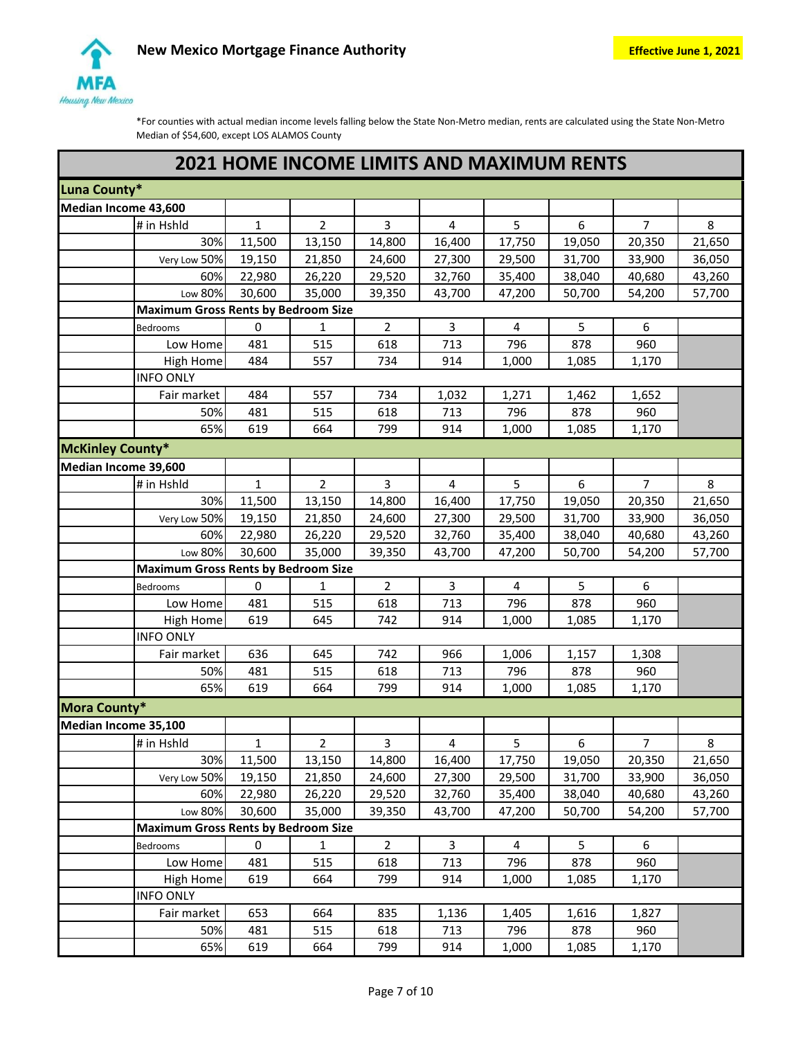**New Mexico Mortgage Finance Authority**

**Effective June 1, 2021**

*For counties with actual median income levels falling below the State Non-Metro median, rents are calculated using the State Non-Metro Median of $54,600, except LOS ALAMOS County

## 2021 HOME INCOME LIMITS AND MAXIMUM RENTS

### Luna County*

| Median Income 43,600 | | | | | | | | | |
|---|---|---|---|---|---|---|---|---|---|
| | # in Hshld | 1 | 2 | 3 | 4 | 5 | 6 | 7 | 8 |
| | 30% | 11,500 | 13,150 | 14,800 | 16,400 | 17,750 | 19,050 | 20,350 | 21,650 |
| | Very Low 50% | 19,150 | 21,850 | 24,600 | 27,300 | 29,500 | 31,700 | 33,900 | 36,050 |
| | 60% | 22,980 | 26,220 | 29,520 | 32,760 | 35,400 | 38,040 | 40,680 | 43,260 |
| | Low 80% | 30,600 | 35,000 | 39,350 | 43,700 | 47,200 | 50,700 | 54,200 | 57,700 |
| | **Maximum Gross Rents by Bedroom Size** | | | | | | | | |
| | Bedrooms | 0 | 1 | 2 | 3 | 4 | 5 | 6 | |
| | Low Home | 481 | 515 | 618 | 713 | 796 | 878 | 960 | |
| | High Home | 484 | 557 | 734 | 914 | 1,000 | 1,085 | 1,170 | |
| | INFO ONLY | | | | | | | | |
| | Fair market | 484 | 557 | 734 | 1,032 | 1,271 | 1,462 | 1,652 | |
| | 50% | 481 | 515 | 618 | 713 | 796 | 878 | 960 | |
| | 65% | 619 | 664 | 799 | 914 | 1,000 | 1,085 | 1,170 | |

### McKinley County*

| Median Income 39,600 | | | | | | | | | |
|---|---|---|---|---|---|---|---|---|---|
| | # in Hshld | 1 | 2 | 3 | 4 | 5 | 6 | 7 | 8 |
| | 30% | 11,500 | 13,150 | 14,800 | 16,400 | 17,750 | 19,050 | 20,350 | 21,650 |
| | Very Low 50% | 19,150 | 21,850 | 24,600 | 27,300 | 29,500 | 31,700 | 33,900 | 36,050 |
| | 60% | 22,980 | 26,220 | 29,520 | 32,760 | 35,400 | 38,040 | 40,680 | 43,260 |
| | Low 80% | 30,600 | 35,000 | 39,350 | 43,700 | 47,200 | 50,700 | 54,200 | 57,700 |
| | **Maximum Gross Rents by Bedroom Size** | | | | | | | | |
| | Bedrooms | 0 | 1 | 2 | 3 | 4 | 5 | 6 | |
| | Low Home | 481 | 515 | 618 | 713 | 796 | 878 | 960 | |
| | High Home | 619 | 645 | 742 | 914 | 1,000 | 1,085 | 1,170 | |
| | INFO ONLY | | | | | | | | |
| | Fair market | 636 | 645 | 742 | 966 | 1,006 | 1,157 | 1,308 | |
| | 50% | 481 | 515 | 618 | 713 | 796 | 878 | 960 | |
| | 65% | 619 | 664 | 799 | 914 | 1,000 | 1,085 | 1,170 | |

### Mora County*

| Median Income 35,100 | | | | | | | | | |
|---|---|---|---|---|---|---|---|---|---|
| | # in Hshld | 1 | 2 | 3 | 4 | 5 | 6 | 7 | 8 |
| | 30% | 11,500 | 13,150 | 14,800 | 16,400 | 17,750 | 19,050 | 20,350 | 21,650 |
| | Very Low 50% | 19,150 | 21,850 | 24,600 | 27,300 | 29,500 | 31,700 | 33,900 | 36,050 |
| | 60% | 22,980 | 26,220 | 29,520 | 32,760 | 35,400 | 38,040 | 40,680 | 43,260 |
| | Low 80% | 30,600 | 35,000 | 39,350 | 43,700 | 47,200 | 50,700 | 54,200 | 57,700 |
| | **Maximum Gross Rents by Bedroom Size** | | | | | | | | |
| | Bedrooms | 0 | 1 | 2 | 3 | 4 | 5 | 6 | |
| | Low Home | 481 | 515 | 618 | 713 | 796 | 878 | 960 | |
| | High Home | 619 | 664 | 799 | 914 | 1,000 | 1,085 | 1,170 | |
| | INFO ONLY | | | | | | | | |
| | Fair market | 653 | 664 | 835 | 1,136 | 1,405 | 1,616 | 1,827 | |
| | 50% | 481 | 515 | 618 | 713 | 796 | 878 | 960 | |
| | 65% | 619 | 664 | 799 | 914 | 1,000 | 1,085 | 1,170 | |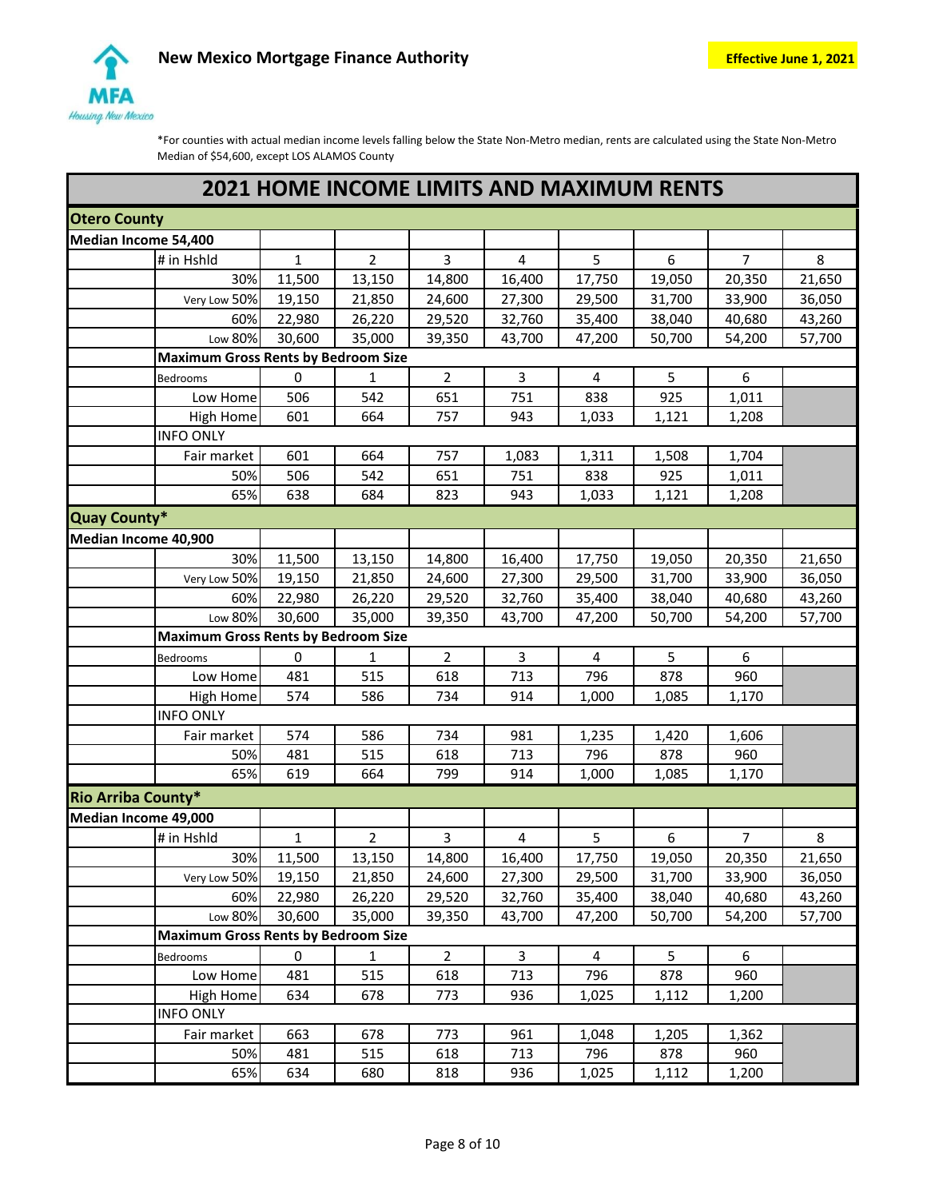New Mexico Mortgage Finance Authority

**Effective June 1, 2021**

*For counties with actual median income levels falling below the State Non-Metro median, rents are calculated using the State Non-Metro Median of $54,600, except LOS ALAMOS County

# 2021 HOME INCOME LIMITS AND MAXIMUM RENTS

## Otero County

| Median Income 54,400 | | | | | | | | | |
|---|---|---|---|---|---|---|---|---|---|
| | # in Hshld | 1 | 2 | 3 | 4 | 5 | 6 | 7 | 8 |
| | 30% | 11,500 | 13,150 | 14,800 | 16,400 | 17,750 | 19,050 | 20,350 | 21,650 |
| | Very Low 50% | 19,150 | 21,850 | 24,600 | 27,300 | 29,500 | 31,700 | 33,900 | 36,050 |
| | 60% | 22,980 | 26,220 | 29,520 | 32,760 | 35,400 | 38,040 | 40,680 | 43,260 |
| | Low 80% | 30,600 | 35,000 | 39,350 | 43,700 | 47,200 | 50,700 | 54,200 | 57,700 |
| | **Maximum Gross Rents by Bedroom Size** | | | | | | | | |
| | Bedrooms | 0 | 1 | 2 | 3 | 4 | 5 | 6 | |
| | Low Home | 506 | 542 | 651 | 751 | 838 | 925 | 1,011 | |
| | High Home | 601 | 664 | 757 | 943 | 1,033 | 1,121 | 1,208 | |
| | INFO ONLY | | | | | | | | |
| | Fair market | 601 | 664 | 757 | 1,083 | 1,311 | 1,508 | 1,704 | |
| | 50% | 506 | 542 | 651 | 751 | 838 | 925 | 1,011 | |
| | 65% | 638 | 684 | 823 | 943 | 1,033 | 1,121 | 1,208 | |

## Quay County*

| Median Income 40,900 | | | | | | | | | |
|---|---|---|---|---|---|---|---|---|---|
| | 30% | 11,500 | 13,150 | 14,800 | 16,400 | 17,750 | 19,050 | 20,350 | 21,650 |
| | Very Low 50% | 19,150 | 21,850 | 24,600 | 27,300 | 29,500 | 31,700 | 33,900 | 36,050 |
| | 60% | 22,980 | 26,220 | 29,520 | 32,760 | 35,400 | 38,040 | 40,680 | 43,260 |
| | Low 80% | 30,600 | 35,000 | 39,350 | 43,700 | 47,200 | 50,700 | 54,200 | 57,700 |
| | **Maximum Gross Rents by Bedroom Size** | | | | | | | | |
| | Bedrooms | 0 | 1 | 2 | 3 | 4 | 5 | 6 | |
| | Low Home | 481 | 515 | 618 | 713 | 796 | 878 | 960 | |
| | High Home | 574 | 586 | 734 | 914 | 1,000 | 1,085 | 1,170 | |
| | INFO ONLY | | | | | | | | |
| | Fair market | 574 | 586 | 734 | 981 | 1,235 | 1,420 | 1,606 | |
| | 50% | 481 | 515 | 618 | 713 | 796 | 878 | 960 | |
| | 65% | 619 | 664 | 799 | 914 | 1,000 | 1,085 | 1,170 | |

## Rio Arriba County*

| Median Income 49,000 | | | | | | | | | |
|---|---|---|---|---|---|---|---|---|---|
| | # in Hshld | 1 | 2 | 3 | 4 | 5 | 6 | 7 | 8 |
| | 30% | 11,500 | 13,150 | 14,800 | 16,400 | 17,750 | 19,050 | 20,350 | 21,650 |
| | Very Low 50% | 19,150 | 21,850 | 24,600 | 27,300 | 29,500 | 31,700 | 33,900 | 36,050 |
| | 60% | 22,980 | 26,220 | 29,520 | 32,760 | 35,400 | 38,040 | 40,680 | 43,260 |
| | Low 80% | 30,600 | 35,000 | 39,350 | 43,700 | 47,200 | 50,700 | 54,200 | 57,700 |
| | **Maximum Gross Rents by Bedroom Size** | | | | | | | | |
| | Bedrooms | 0 | 1 | 2 | 3 | 4 | 5 | 6 | |
| | Low Home | 481 | 515 | 618 | 713 | 796 | 878 | 960 | |
| | High Home | 634 | 678 | 773 | 936 | 1,025 | 1,112 | 1,200 | |
| | INFO ONLY | | | | | | | | |
| | Fair market | 663 | 678 | 773 | 961 | 1,048 | 1,205 | 1,362 | |
| | 50% | 481 | 515 | 618 | 713 | 796 | 878 | 960 | |
| | 65% | 634 | 680 | 818 | 936 | 1,025 | 1,112 | 1,200 | |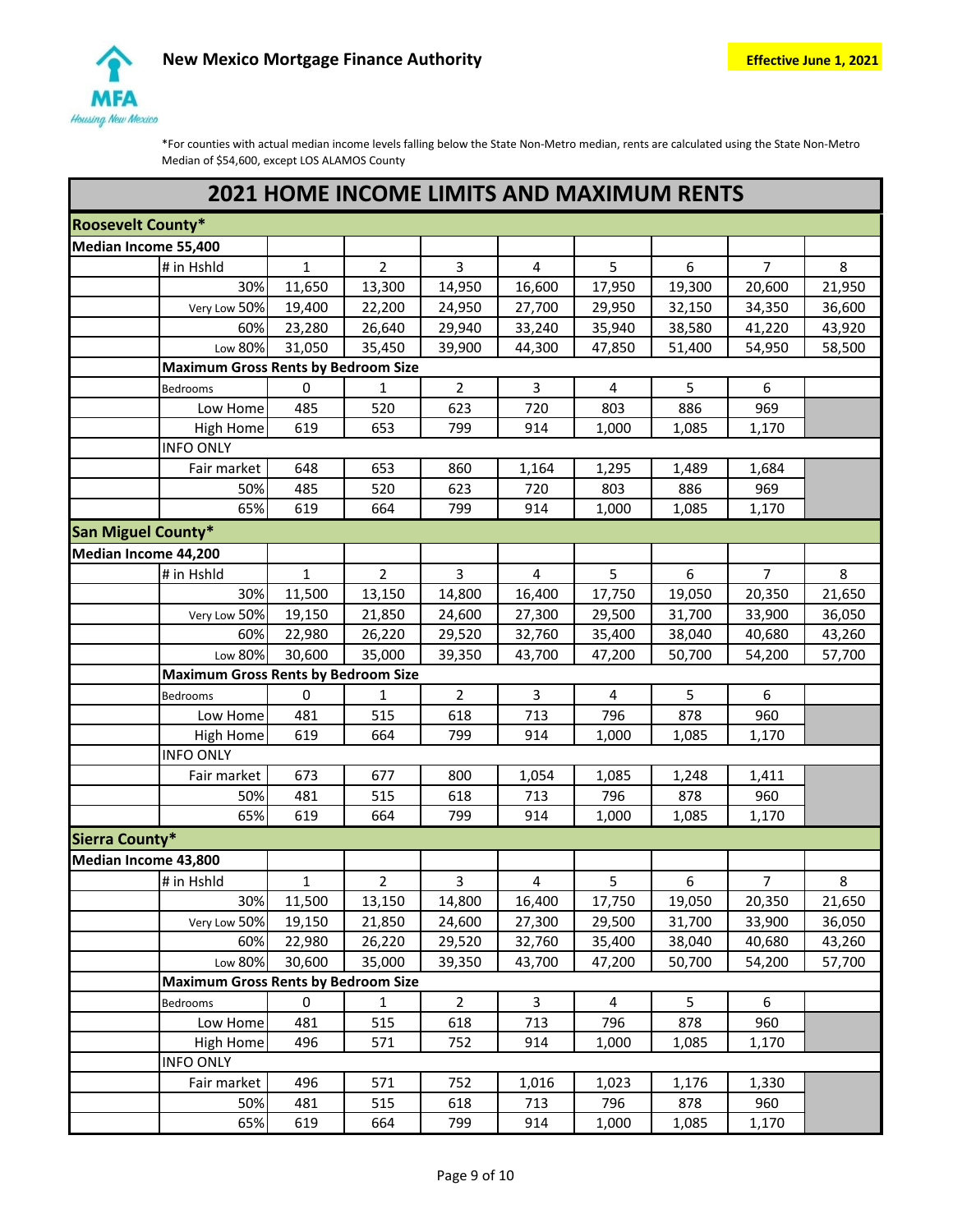**New Mexico Mortgage Finance Authority**

**Effective June 1, 2021**

*For counties with actual median income levels falling below the State Non-Metro median, rents are calculated using the State Non-Metro Median of $54,600, except LOS ALAMOS County

## 2021 HOME INCOME LIMITS AND MAXIMUM RENTS

### Roosevelt County*

**Median Income 55,400**

| # in Hshld | 1 | 2 | 3 | 4 | 5 | 6 | 7 | 8 |
|---|---|---|---|---|---|---|---|---|
| 30% | 11,650 | 13,300 | 14,950 | 16,600 | 17,950 | 19,300 | 20,600 | 21,950 |
| Very Low 50% | 19,400 | 22,200 | 24,950 | 27,700 | 29,950 | 32,150 | 34,350 | 36,600 |
| 60% | 23,280 | 26,640 | 29,940 | 33,240 | 35,940 | 38,580 | 41,220 | 43,920 |
| Low 80% | 31,050 | 35,450 | 39,900 | 44,300 | 47,850 | 51,400 | 54,950 | 58,500 |

**Maximum Gross Rents by Bedroom Size**

| Bedrooms | 0 | 1 | 2 | 3 | 4 | 5 | 6 |
|---|---|---|---|---|---|---|---|
| Low Home | 485 | 520 | 623 | 720 | 803 | 886 | 969 |
| High Home | 619 | 653 | 799 | 914 | 1,000 | 1,085 | 1,170 |
| INFO ONLY | | | | | | | |
| Fair market | 648 | 653 | 860 | 1,164 | 1,295 | 1,489 | 1,684 |
| 50% | 485 | 520 | 623 | 720 | 803 | 886 | 969 |
| 65% | 619 | 664 | 799 | 914 | 1,000 | 1,085 | 1,170 |

### San Miguel County*

**Median Income 44,200**

| # in Hshld | 1 | 2 | 3 | 4 | 5 | 6 | 7 | 8 |
|---|---|---|---|---|---|---|---|---|
| 30% | 11,500 | 13,150 | 14,800 | 16,400 | 17,750 | 19,050 | 20,350 | 21,650 |
| Very Low 50% | 19,150 | 21,850 | 24,600 | 27,300 | 29,500 | 31,700 | 33,900 | 36,050 |
| 60% | 22,980 | 26,220 | 29,520 | 32,760 | 35,400 | 38,040 | 40,680 | 43,260 |
| Low 80% | 30,600 | 35,000 | 39,350 | 43,700 | 47,200 | 50,700 | 54,200 | 57,700 |

**Maximum Gross Rents by Bedroom Size**

| Bedrooms | 0 | 1 | 2 | 3 | 4 | 5 | 6 |
|---|---|---|---|---|---|---|---|
| Low Home | 481 | 515 | 618 | 713 | 796 | 878 | 960 |
| High Home | 619 | 664 | 799 | 914 | 1,000 | 1,085 | 1,170 |
| INFO ONLY | | | | | | | |
| Fair market | 673 | 677 | 800 | 1,054 | 1,085 | 1,248 | 1,411 |
| 50% | 481 | 515 | 618 | 713 | 796 | 878 | 960 |
| 65% | 619 | 664 | 799 | 914 | 1,000 | 1,085 | 1,170 |

### Sierra County*

**Median Income 43,800**

| # in Hshld | 1 | 2 | 3 | 4 | 5 | 6 | 7 | 8 |
|---|---|---|---|---|---|---|---|---|
| 30% | 11,500 | 13,150 | 14,800 | 16,400 | 17,750 | 19,050 | 20,350 | 21,650 |
| Very Low 50% | 19,150 | 21,850 | 24,600 | 27,300 | 29,500 | 31,700 | 33,900 | 36,050 |
| 60% | 22,980 | 26,220 | 29,520 | 32,760 | 35,400 | 38,040 | 40,680 | 43,260 |
| Low 80% | 30,600 | 35,000 | 39,350 | 43,700 | 47,200 | 50,700 | 54,200 | 57,700 |

**Maximum Gross Rents by Bedroom Size**

| Bedrooms | 0 | 1 | 2 | 3 | 4 | 5 | 6 |
|---|---|---|---|---|---|---|---|
| Low Home | 481 | 515 | 618 | 713 | 796 | 878 | 960 |
| High Home | 496 | 571 | 752 | 914 | 1,000 | 1,085 | 1,170 |
| INFO ONLY | | | | | | | |
| Fair market | 496 | 571 | 752 | 1,016 | 1,023 | 1,176 | 1,330 |
| 50% | 481 | 515 | 618 | 713 | 796 | 878 | 960 |
| 65% | 619 | 664 | 799 | 914 | 1,000 | 1,085 | 1,170 |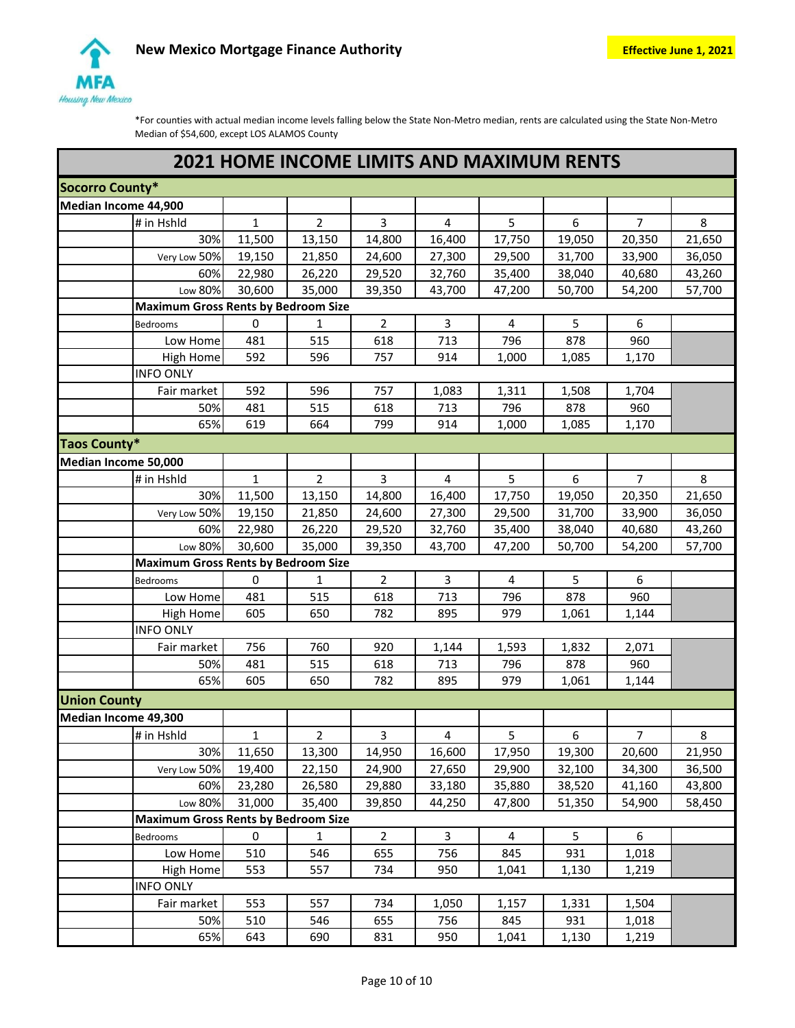**New Mexico Mortgage Finance Authority**

**Effective June 1, 2021**

*For counties with actual median income levels falling below the State Non-Metro median, rents are calculated using the State Non-Metro Median of $54,600, except LOS ALAMOS County

# 2021 HOME INCOME LIMITS AND MAXIMUM RENTS

| | | | | | | | | | |
|---|---|---|---|---|---|---|---|---|---|
| **Socorro County*** | | | | | | | | | |
| **Median Income 44,900** | | | | | | | | | |
| | # in Hshld | 1 | 2 | 3 | 4 | 5 | 6 | 7 | 8 |
| | 30% | 11,500 | 13,150 | 14,800 | 16,400 | 17,750 | 19,050 | 20,350 | 21,650 |
| | Very Low 50% | 19,150 | 21,850 | 24,600 | 27,300 | 29,500 | 31,700 | 33,900 | 36,050 |
| | 60% | 22,980 | 26,220 | 29,520 | 32,760 | 35,400 | 38,040 | 40,680 | 43,260 |
| | Low 80% | 30,600 | 35,000 | 39,350 | 43,700 | 47,200 | 50,700 | 54,200 | 57,700 |
| | **Maximum Gross Rents by Bedroom Size** | | | | | | | | |
| | Bedrooms | 0 | 1 | 2 | 3 | 4 | 5 | 6 | |
| | Low Home | 481 | 515 | 618 | 713 | 796 | 878 | 960 | |
| | High Home | 592 | 596 | 757 | 914 | 1,000 | 1,085 | 1,170 | |
| | INFO ONLY | | | | | | | | |
| | Fair market | 592 | 596 | 757 | 1,083 | 1,311 | 1,508 | 1,704 | |
| | 50% | 481 | 515 | 618 | 713 | 796 | 878 | 960 | |
| | 65% | 619 | 664 | 799 | 914 | 1,000 | 1,085 | 1,170 | |
| **Taos County*** | | | | | | | | | |
| **Median Income 50,000** | | | | | | | | | |
| | # in Hshld | 1 | 2 | 3 | 4 | 5 | 6 | 7 | 8 |
| | 30% | 11,500 | 13,150 | 14,800 | 16,400 | 17,750 | 19,050 | 20,350 | 21,650 |
| | Very Low 50% | 19,150 | 21,850 | 24,600 | 27,300 | 29,500 | 31,700 | 33,900 | 36,050 |
| | 60% | 22,980 | 26,220 | 29,520 | 32,760 | 35,400 | 38,040 | 40,680 | 43,260 |
| | Low 80% | 30,600 | 35,000 | 39,350 | 43,700 | 47,200 | 50,700 | 54,200 | 57,700 |
| | **Maximum Gross Rents by Bedroom Size** | | | | | | | | |
| | Bedrooms | 0 | 1 | 2 | 3 | 4 | 5 | 6 | |
| | Low Home | 481 | 515 | 618 | 713 | 796 | 878 | 960 | |
| | High Home | 605 | 650 | 782 | 895 | 979 | 1,061 | 1,144 | |
| | INFO ONLY | | | | | | | | |
| | Fair market | 756 | 760 | 920 | 1,144 | 1,593 | 1,832 | 2,071 | |
| | 50% | 481 | 515 | 618 | 713 | 796 | 878 | 960 | |
| | 65% | 605 | 650 | 782 | 895 | 979 | 1,061 | 1,144 | |
| **Union County** | | | | | | | | | |
| **Median Income 49,300** | | | | | | | | | |
| | # in Hshld | 1 | 2 | 3 | 4 | 5 | 6 | 7 | 8 |
| | 30% | 11,650 | 13,300 | 14,950 | 16,600 | 17,950 | 19,300 | 20,600 | 21,950 |
| | Very Low 50% | 19,400 | 22,150 | 24,900 | 27,650 | 29,900 | 32,100 | 34,300 | 36,500 |
| | 60% | 23,280 | 26,580 | 29,880 | 33,180 | 35,880 | 38,520 | 41,160 | 43,800 |
| | Low 80% | 31,000 | 35,400 | 39,850 | 44,250 | 47,800 | 51,350 | 54,900 | 58,450 |
| | **Maximum Gross Rents by Bedroom Size** | | | | | | | | |
| | Bedrooms | 0 | 1 | 2 | 3 | 4 | 5 | 6 | |
| | Low Home | 510 | 546 | 655 | 756 | 845 | 931 | 1,018 | |
| | High Home | 553 | 557 | 734 | 950 | 1,041 | 1,130 | 1,219 | |
| | INFO ONLY | | | | | | | | |
| | Fair market | 553 | 557 | 734 | 1,050 | 1,157 | 1,331 | 1,504 | |
| | 50% | 510 | 546 | 655 | 756 | 845 | 931 | 1,018 | |
| | 65% | 643 | 690 | 831 | 950 | 1,041 | 1,130 | 1,219 | |